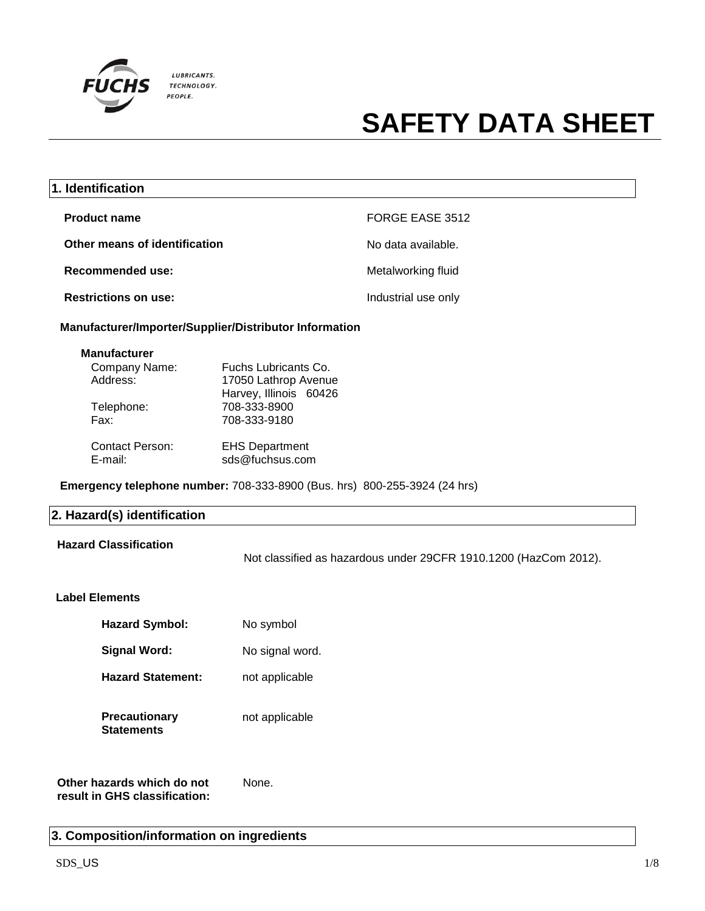# SAFETY DATA SHEET

## 1. Identification

**Product name** FORGE EASE 3512

**Other means of identification** No data available.

**Recommended use:** Metalworking fluid

**Restrictions on use:** Industrial use only

**Manufacturer/Importer/Supplier/Distributor Information**

**Manufacturer**

| | |
|---|---|
| Company Name: | Fuchs Lubricants Co. |
| Address: | 17050 Lathrop Avenue<br>Harvey, Illinois 60426 |
| Telephone: | 708-333-8900 |
| Fax: | 708-333-9180 |
| Contact Person: | EHS Department |
| E-mail: | sds@fuchsus.com |

**Emergency telephone number:** 708-333-8900 (Bus. hrs) 800-255-3924 (24 hrs)

## 2. Hazard(s) identification

**Hazard Classification** Not classified as hazardous under 29CFR 1910.1200 (HazCom 2012).

**Label Elements**

**Hazard Symbol:** No symbol

**Signal Word:** No signal word.

**Hazard Statement:** not applicable

**Precautionary Statements** not applicable

**Other hazards which do not result in GHS classification:** None.

## 3. Composition/information on ingredients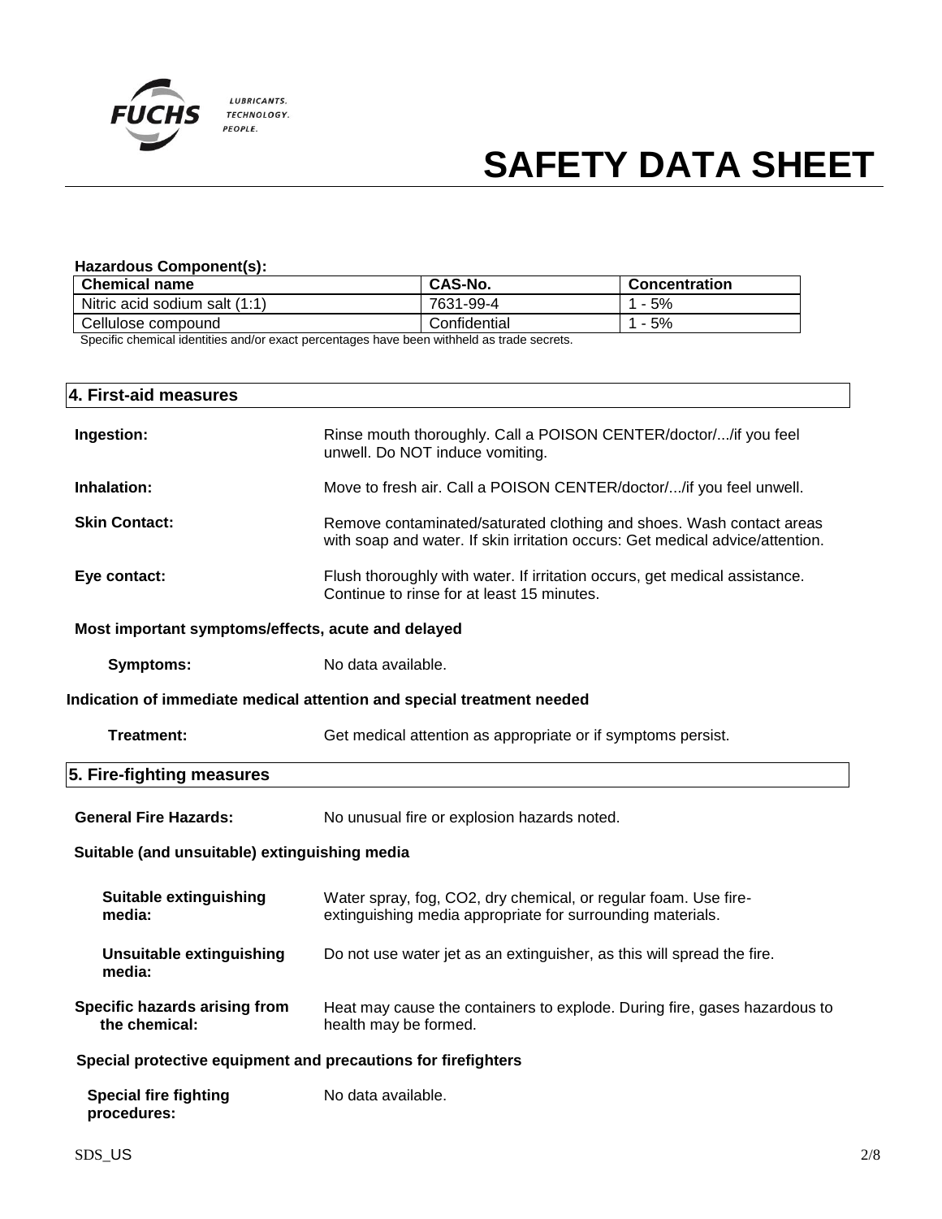# SAFETY DATA SHEET

**Hazardous Component(s):**

| Chemical name | CAS-No. | Concentration |
|---|---|---|
| Nitric acid sodium salt (1:1) | 7631-99-4 | 1 - 5% |
| Cellulose compound | Confidential | 1 - 5% |

Specific chemical identities and/or exact percentages have been withheld as trade secrets.

## 4. First-aid measures

**Ingestion:** Rinse mouth thoroughly. Call a POISON CENTER/doctor/.../if you feel unwell. Do NOT induce vomiting.

**Inhalation:** Move to fresh air. Call a POISON CENTER/doctor/.../if you feel unwell.

**Skin Contact:** Remove contaminated/saturated clothing and shoes. Wash contact areas with soap and water. If skin irritation occurs: Get medical advice/attention.

**Eye contact:** Flush thoroughly with water. If irritation occurs, get medical assistance. Continue to rinse for at least 15 minutes.

**Most important symptoms/effects, acute and delayed**

**Symptoms:** No data available.

**Indication of immediate medical attention and special treatment needed**

**Treatment:** Get medical attention as appropriate or if symptoms persist.

## 5. Fire-fighting measures

**General Fire Hazards:** No unusual fire or explosion hazards noted.

**Suitable (and unsuitable) extinguishing media**

**Suitable extinguishing media:** Water spray, fog, $CO_2$, dry chemical, or regular foam. Use fire-extinguishing media appropriate for surrounding materials.

**Unsuitable extinguishing media:** Do not use water jet as an extinguisher, as this will spread the fire.

**Specific hazards arising from the chemical:** Heat may cause the containers to explode. During fire, gases hazardous to health may be formed.

**Special protective equipment and precautions for firefighters**

**Special fire fighting procedures:** No data available.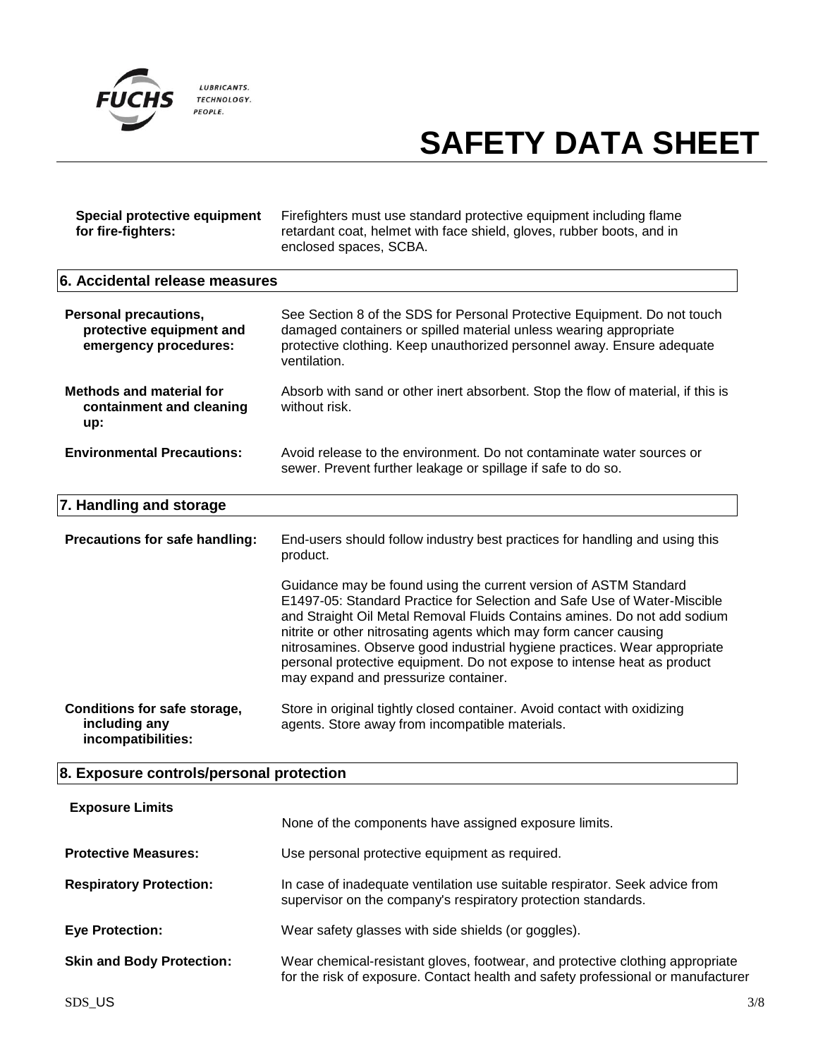**Special protective equipment for fire-fighters:** Firefighters must use standard protective equipment including flame retardant coat, helmet with face shield, gloves, rubber boots, and in enclosed spaces, SCBA.

## 6. Accidental release measures

**Personal precautions, protective equipment and emergency procedures:** See Section 8 of the SDS for Personal Protective Equipment. Do not touch damaged containers or spilled material unless wearing appropriate protective clothing. Keep unauthorized personnel away. Ensure adequate ventilation.

**Methods and material for containment and cleaning up:** Absorb with sand or other inert absorbent. Stop the flow of material, if this is without risk.

**Environmental Precautions:** Avoid release to the environment. Do not contaminate water sources or sewer. Prevent further leakage or spillage if safe to do so.

## 7. Handling and storage

**Precautions for safe handling:** End-users should follow industry best practices for handling and using this product.

Guidance may be found using the current version of ASTM Standard E1497-05: Standard Practice for Selection and Safe Use of Water-Miscible and Straight Oil Metal Removal Fluids Contains amines. Do not add sodium nitrite or other nitrosating agents which may form cancer causing nitrosamines. Observe good industrial hygiene practices. Wear appropriate personal protective equipment. Do not expose to intense heat as product may expand and pressurize container.

**Conditions for safe storage, including any incompatibilities:** Store in original tightly closed container. Avoid contact with oxidizing agents. Store away from incompatible materials.

## 8. Exposure controls/personal protection

**Exposure Limits**

None of the components have assigned exposure limits.

**Protective Measures:** Use personal protective equipment as required.

**Respiratory Protection:** In case of inadequate ventilation use suitable respirator. Seek advice from supervisor on the company's respiratory protection standards.

**Eye Protection:** Wear safety glasses with side shields (or goggles).

**Skin and Body Protection:** Wear chemical-resistant gloves, footwear, and protective clothing appropriate for the risk of exposure. Contact health and safety professional or manufacturer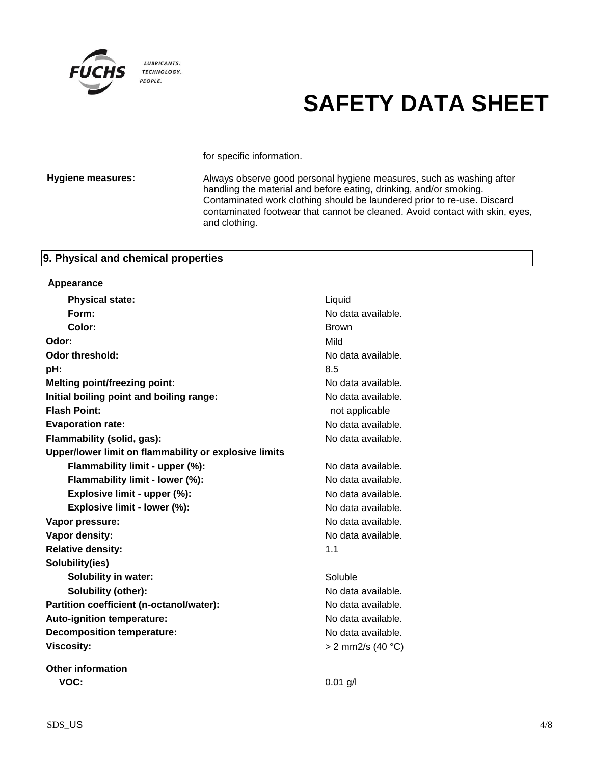for specific information.

**Hygiene measures:** Always observe good personal hygiene measures, such as washing after handling the material and before eating, drinking, and/or smoking. Contaminated work clothing should be laundered prior to re-use. Discard contaminated footwear that cannot be cleaned. Avoid contact with skin, eyes, and clothing.

## 9. Physical and chemical properties

**Appearance**

| | |
|---|---|
| **Physical state:** | Liquid |
| **Form:** | No data available. |
| **Color:** | Brown |
| **Odor:** | Mild |
| **Odor threshold:** | No data available. |
| **pH:** | 8.5 |
| **Melting point/freezing point:** | No data available. |
| **Initial boiling point and boiling range:** | No data available. |
| **Flash Point:** | not applicable |
| **Evaporation rate:** | No data available. |
| **Flammability (solid, gas):** | No data available. |
| **Upper/lower limit on flammability or explosive limits** | |
| **Flammability limit - upper (%):** | No data available. |
| **Flammability limit - lower (%):** | No data available. |
| **Explosive limit - upper (%):** | No data available. |
| **Explosive limit - lower (%):** | No data available. |
| **Vapor pressure:** | No data available. |
| **Vapor density:** | No data available. |
| **Relative density:** | 1.1 |
| **Solubility(ies)** | |
| **Solubility in water:** | Soluble |
| **Solubility (other):** | No data available. |
| **Partition coefficient (n-octanol/water):** | No data available. |
| **Auto-ignition temperature:** | No data available. |
| **Decomposition temperature:** | No data available. |
| **Viscosity:** | > 2 mm2/s (40 °C) |

**Other information**

| | |
|---|---|
| **VOC:** | 0.01 g/l |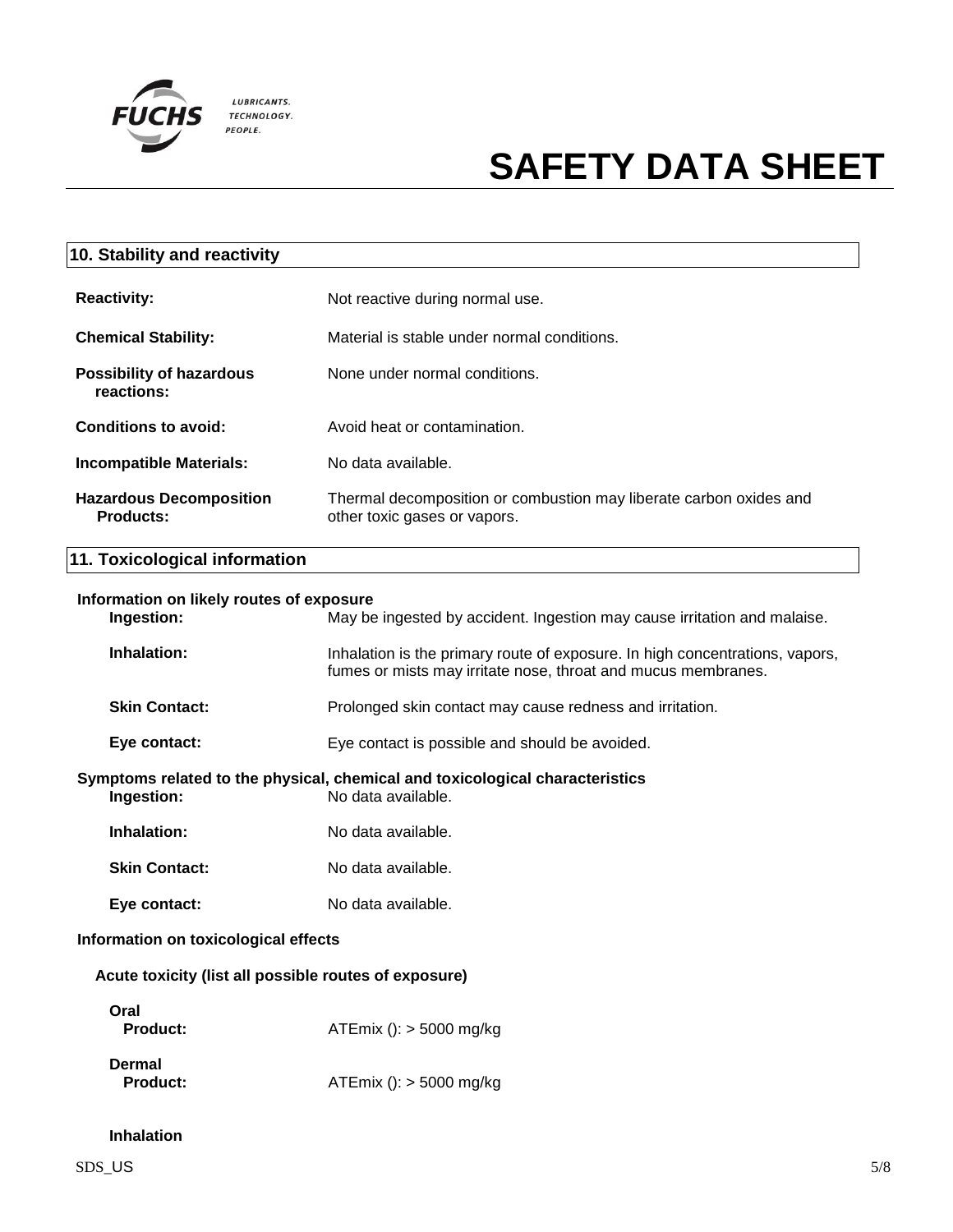## 10. Stability and reactivity

**Reactivity:** Not reactive during normal use.

**Chemical Stability:** Material is stable under normal conditions.

**Possibility of hazardous reactions:** None under normal conditions.

**Conditions to avoid:** Avoid heat or contamination.

**Incompatible Materials:** No data available.

**Hazardous Decomposition Products:** Thermal decomposition or combustion may liberate carbon oxides and other toxic gases or vapors.

## 11. Toxicological information

### Information on likely routes of exposure

**Ingestion:** May be ingested by accident. Ingestion may cause irritation and malaise.

**Inhalation:** Inhalation is the primary route of exposure. In high concentrations, vapors, fumes or mists may irritate nose, throat and mucus membranes.

**Skin Contact:** Prolonged skin contact may cause redness and irritation.

**Eye contact:** Eye contact is possible and should be avoided.

### Symptoms related to the physical, chemical and toxicological characteristics

**Ingestion:** No data available.

**Inhalation:** No data available.

**Skin Contact:** No data available.

**Eye contact:** No data available.

### Information on toxicological effects

**Acute toxicity (list all possible routes of exposure)**

**Oral**
**Product:** ATEmix (): > 5000 mg/kg

**Dermal**
**Product:** ATEmix (): > 5000 mg/kg

**Inhalation**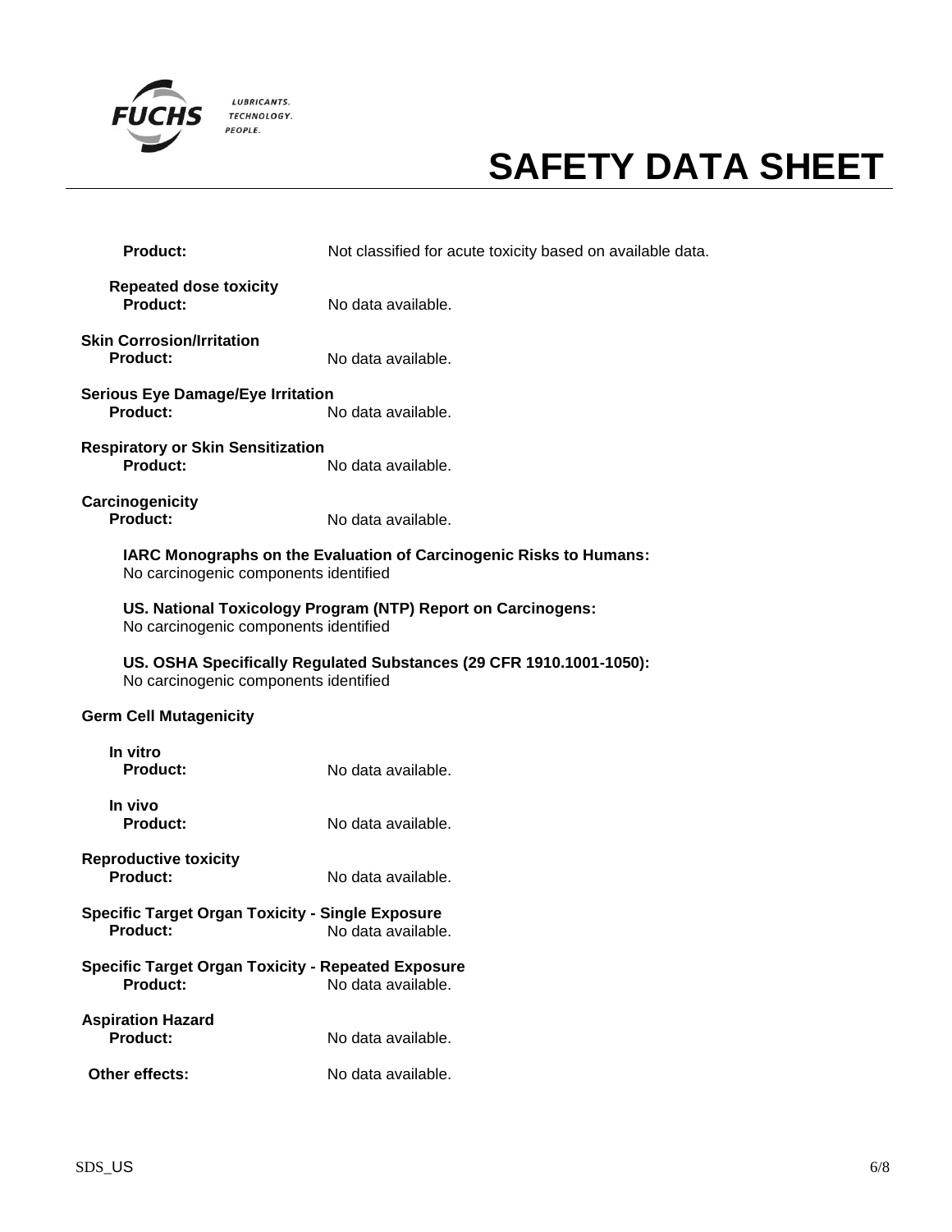# SAFETY DATA SHEET

**Product:** Not classified for acute toxicity based on available data.

**Repeated dose toxicity**
**Product:** No data available.

**Skin Corrosion/Irritation**
**Product:** No data available.

**Serious Eye Damage/Eye Irritation**
**Product:** No data available.

**Respiratory or Skin Sensitization**
**Product:** No data available.

**Carcinogenicity**
**Product:** No data available.

**IARC Monographs on the Evaluation of Carcinogenic Risks to Humans:**
No carcinogenic components identified

**US. National Toxicology Program (NTP) Report on Carcinogens:**
No carcinogenic components identified

**US. OSHA Specifically Regulated Substances (29 CFR 1910.1001-1050):**
No carcinogenic components identified

**Germ Cell Mutagenicity**

**In vitro**
**Product:** No data available.

**In vivo**
**Product:** No data available.

**Reproductive toxicity**
**Product:** No data available.

**Specific Target Organ Toxicity - Single Exposure**
**Product:** No data available.

**Specific Target Organ Toxicity - Repeated Exposure**
**Product:** No data available.

**Aspiration Hazard**
**Product:** No data available.

**Other effects:** No data available.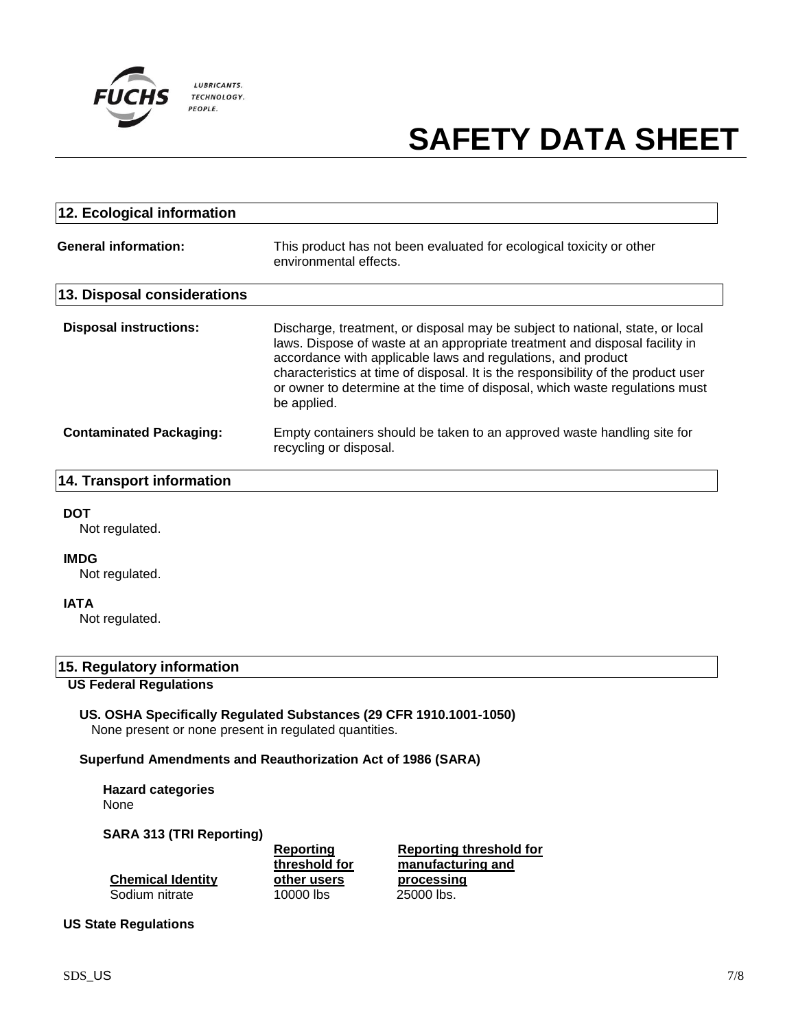## 12. Ecological information

**General information:** This product has not been evaluated for ecological toxicity or other environmental effects.

## 13. Disposal considerations

**Disposal instructions:** Discharge, treatment, or disposal may be subject to national, state, or local laws. Dispose of waste at an appropriate treatment and disposal facility in accordance with applicable laws and regulations, and product characteristics at time of disposal. It is the responsibility of the product user or owner to determine at the time of disposal, which waste regulations must be applied.

**Contaminated Packaging:** Empty containers should be taken to an approved waste handling site for recycling or disposal.

## 14. Transport information

**DOT**
Not regulated.

**IMDG**
Not regulated.

**IATA**
Not regulated.

## 15. Regulatory information

**US Federal Regulations**

**US. OSHA Specifically Regulated Substances (29 CFR 1910.1001-1050)**
None present or none present in regulated quantities.

**Superfund Amendments and Reauthorization Act of 1986 (SARA)**

**Hazard categories**
None

**SARA 313 (TRI Reporting)**

| Chemical Identity | Reporting threshold for other users | Reporting threshold for manufacturing and processing |
|---|---|---|
| Sodium nitrate | 10000 lbs | 25000 lbs. |

**US State Regulations**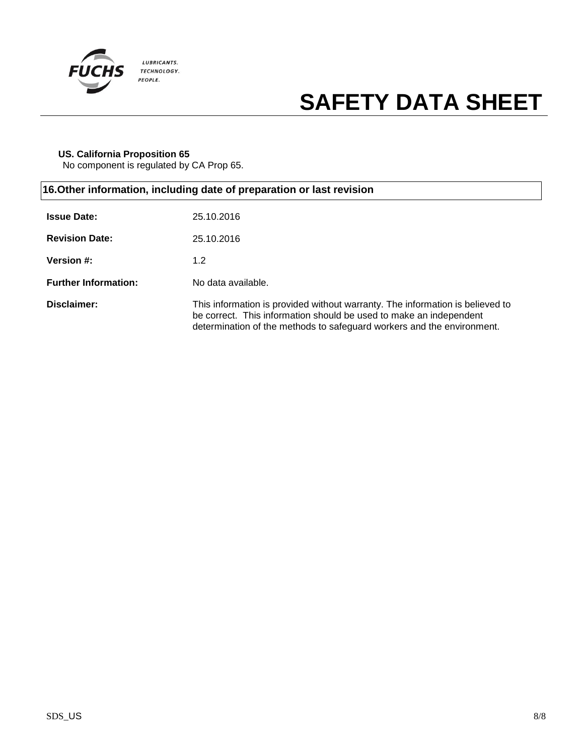**US. California Proposition 65**
No component is regulated by CA Prop 65.

## 16.Other information, including date of preparation or last revision

| | |
|---|---|
| **Issue Date:** | 25.10.2016 |
| **Revision Date:** | 25.10.2016 |
| **Version #:** | 1.2 |
| **Further Information:** | No data available. |
| **Disclaimer:** | This information is provided without warranty. The information is believed to be correct. This information should be used to make an independent determination of the methods to safeguard workers and the environment. |